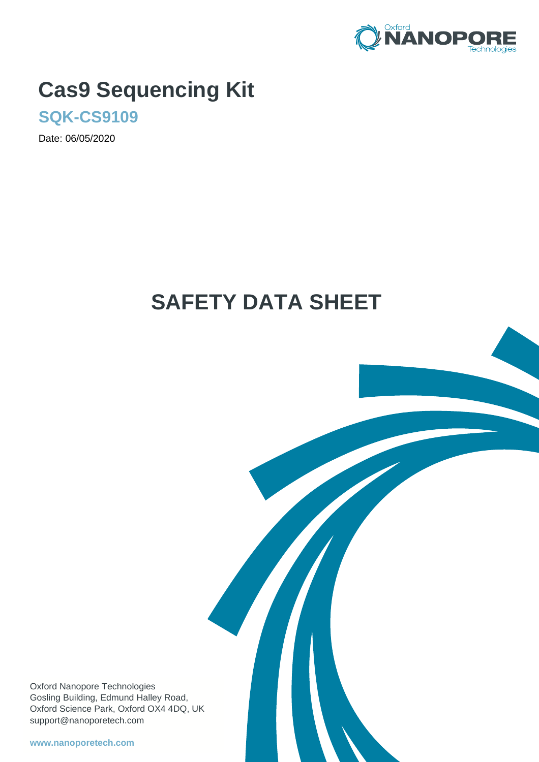# Cas9 Sequencing Kit

## SQK-CS9109

Date: 06/05/2020

# SAFETY DATA SHEET

Oxford Nanopore Technologies
Gosling Building, Edmund Halley Road,
Oxford Science Park, Oxford OX4 4DQ, UK
support@nanoporetech.com

**www.nanoporetech.com**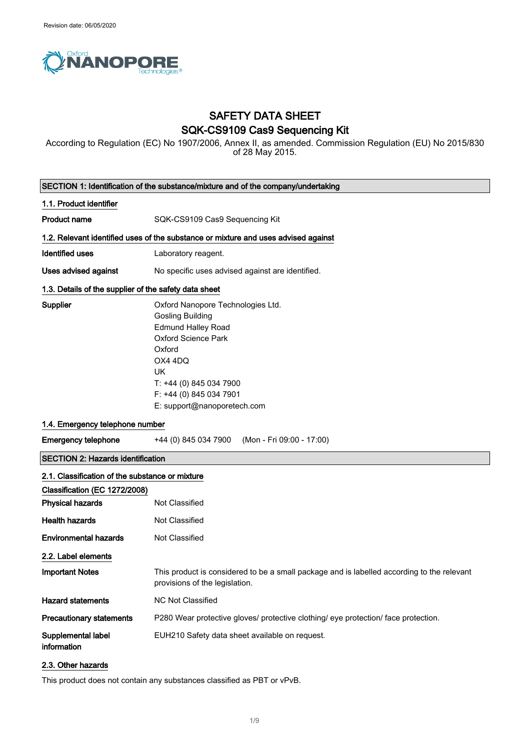Revision date: 06/05/2020

# SAFETY DATA SHEET
## SQK-CS9109 Cas9 Sequencing Kit

According to Regulation (EC) No 1907/2006, Annex II, as amended. Commission Regulation (EU) No 2015/830 of 28 May 2015.

## SECTION 1: Identification of the substance/mixture and of the company/undertaking

### 1.1. Product identifier

**Product name** SQK-CS9109 Cas9 Sequencing Kit

### 1.2. Relevant identified uses of the substance or mixture and uses advised against

**Identified uses** Laboratory reagent.

**Uses advised against** No specific uses advised against are identified.

### 1.3. Details of the supplier of the safety data sheet

**Supplier**
Oxford Nanopore Technologies Ltd.
Gosling Building
Edmund Halley Road
Oxford Science Park
Oxford
OX4 4DQ
UK
T: +44 (0) 845 034 7900
F: +44 (0) 845 034 7901
E: support@nanoporetech.com

### 1.4. Emergency telephone number

**Emergency telephone** +44 (0) 845 034 7900 (Mon - Fri 09:00 - 17:00)

## SECTION 2: Hazards identification

### 2.1. Classification of the substance or mixture

**Classification (EC 1272/2008)**

**Physical hazards** Not Classified

**Health hazards** Not Classified

**Environmental hazards** Not Classified

### 2.2. Label elements

**Important Notes** This product is considered to be a small package and is labelled according to the relevant provisions of the legislation.

**Hazard statements** NC Not Classified

**Precautionary statements** P280 Wear protective gloves/ protective clothing/ eye protection/ face protection.

**Supplemental label information** EUH210 Safety data sheet available on request.

### 2.3. Other hazards

This product does not contain any substances classified as PBT or vPvB.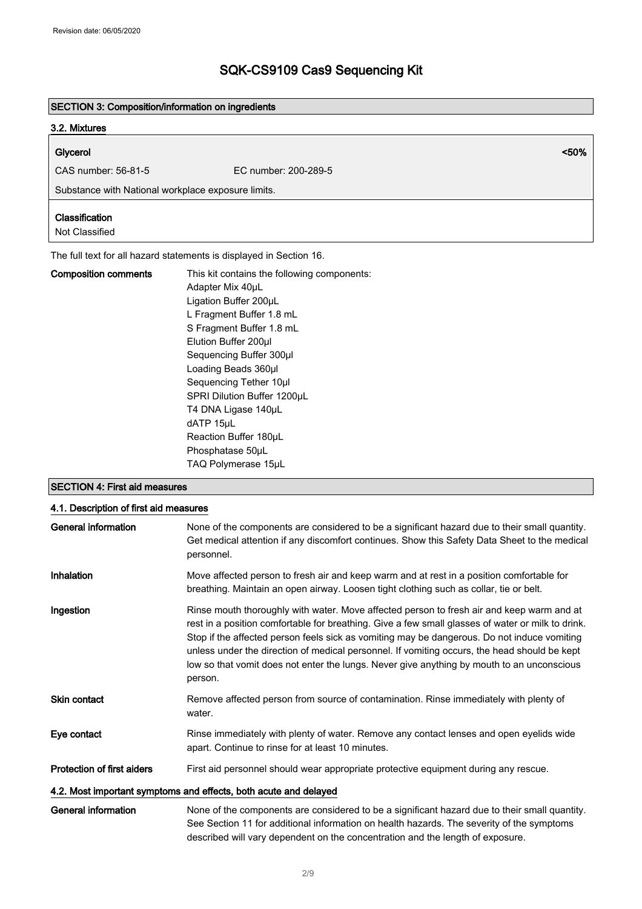## SECTION 3: Composition/information on ingredients

### 3.2. Mixtures

**Glycerol** <50%

CAS number: 56-81-5 EC number: 200-289-5

Substance with National workplace exposure limits.

**Classification**

Not Classified

The full text for all hazard statements is displayed in Section 16.

**Composition comments**

This kit contains the following components:
Adapter Mix 40µL
Ligation Buffer 200µL
L Fragment Buffer 1.8 mL
S Fragment Buffer 1.8 mL
Elution Buffer 200µl
Sequencing Buffer 300µl
Loading Beads 360µl
Sequencing Tether 10µl
SPRI Dilution Buffer 1200µL
T4 DNA Ligase 140µL
dATP 15µL
Reaction Buffer 180µL
Phosphatase 50µL
TAQ Polymerase 15µL

## SECTION 4: First aid measures

### 4.1. Description of first aid measures

**General information** None of the components are considered to be a significant hazard due to their small quantity. Get medical attention if any discomfort continues. Show this Safety Data Sheet to the medical personnel.

**Inhalation** Move affected person to fresh air and keep warm and at rest in a position comfortable for breathing. Maintain an open airway. Loosen tight clothing such as collar, tie or belt.

**Ingestion** Rinse mouth thoroughly with water. Move affected person to fresh air and keep warm and at rest in a position comfortable for breathing. Give a few small glasses of water or milk to drink. Stop if the affected person feels sick as vomiting may be dangerous. Do not induce vomiting unless under the direction of medical personnel. If vomiting occurs, the head should be kept low so that vomit does not enter the lungs. Never give anything by mouth to an unconscious person.

**Skin contact** Remove affected person from source of contamination. Rinse immediately with plenty of water.

**Eye contact** Rinse immediately with plenty of water. Remove any contact lenses and open eyelids wide apart. Continue to rinse for at least 10 minutes.

**Protection of first aiders** First aid personnel should wear appropriate protective equipment during any rescue.

### 4.2. Most important symptoms and effects, both acute and delayed

**General information** None of the components are considered to be a significant hazard due to their small quantity. See Section 11 for additional information on health hazards. The severity of the symptoms described will vary dependent on the concentration and the length of exposure.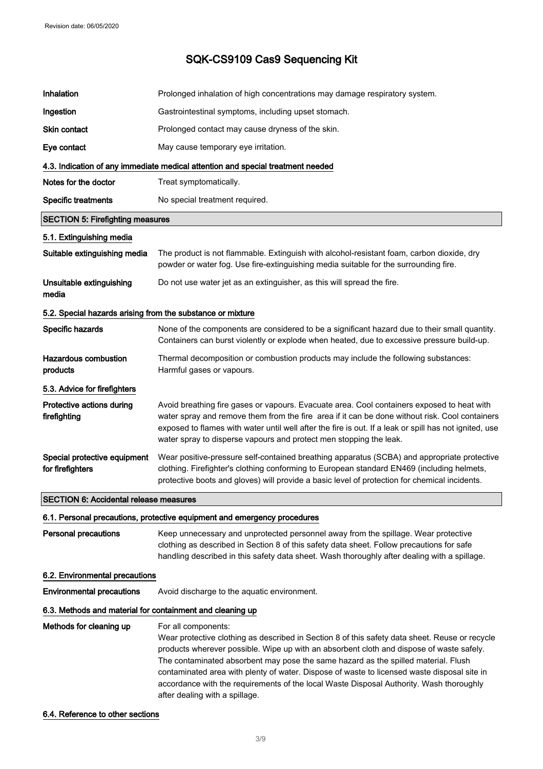| | |
|---|---|
| **Inhalation** | Prolonged inhalation of high concentrations may damage respiratory system. |
| **Ingestion** | Gastrointestinal symptoms, including upset stomach. |
| **Skin contact** | Prolonged contact may cause dryness of the skin. |
| **Eye contact** | May cause temporary eye irritation. |

#### 4.3. Indication of any immediate medical attention and special treatment needed

| | |
|---|---|
| **Notes for the doctor** | Treat symptomatically. |
| **Specific treatments** | No special treatment required. |

## SECTION 5: Firefighting measures

#### 5.1. Extinguishing media

| | |
|---|---|
| **Suitable extinguishing media** | The product is not flammable. Extinguish with alcohol-resistant foam, carbon dioxide, dry powder or water fog. Use fire-extinguishing media suitable for the surrounding fire. |
| **Unsuitable extinguishing media** | Do not use water jet as an extinguisher, as this will spread the fire. |

#### 5.2. Special hazards arising from the substance or mixture

| | |
|---|---|
| **Specific hazards** | None of the components are considered to be a significant hazard due to their small quantity. Containers can burst violently or explode when heated, due to excessive pressure build-up. |
| **Hazardous combustion products** | Thermal decomposition or combustion products may include the following substances: Harmful gases or vapours. |

#### 5.3. Advice for firefighters

| | |
|---|---|
| **Protective actions during firefighting** | Avoid breathing fire gases or vapours. Evacuate area. Cool containers exposed to heat with water spray and remove them from the fire area if it can be done without risk. Cool containers exposed to flames with water until well after the fire is out. If a leak or spill has not ignited, use water spray to disperse vapours and protect men stopping the leak. |
| **Special protective equipment for firefighters** | Wear positive-pressure self-contained breathing apparatus (SCBA) and appropriate protective clothing. Firefighter's clothing conforming to European standard EN469 (including helmets, protective boots and gloves) will provide a basic level of protection for chemical incidents. |

## SECTION 6: Accidental release measures

#### 6.1. Personal precautions, protective equipment and emergency procedures

| | |
|---|---|
| **Personal precautions** | Keep unnecessary and unprotected personnel away from the spillage. Wear protective clothing as described in Section 8 of this safety data sheet. Follow precautions for safe handling described in this safety data sheet. Wash thoroughly after dealing with a spillage. |

#### 6.2. Environmental precautions

| | |
|---|---|
| **Environmental precautions** | Avoid discharge to the aquatic environment. |

#### 6.3. Methods and material for containment and cleaning up

| | |
|---|---|
| **Methods for cleaning up** | For all components: Wear protective clothing as described in Section 8 of this safety data sheet. Reuse or recycle products wherever possible. Wipe up with an absorbent cloth and dispose of waste safely. The contaminated absorbent may pose the same hazard as the spilled material. Flush contaminated area with plenty of water. Dispose of waste to licensed waste disposal site in accordance with the requirements of the local Waste Disposal Authority. Wash thoroughly after dealing with a spillage. |

#### 6.4. Reference to other sections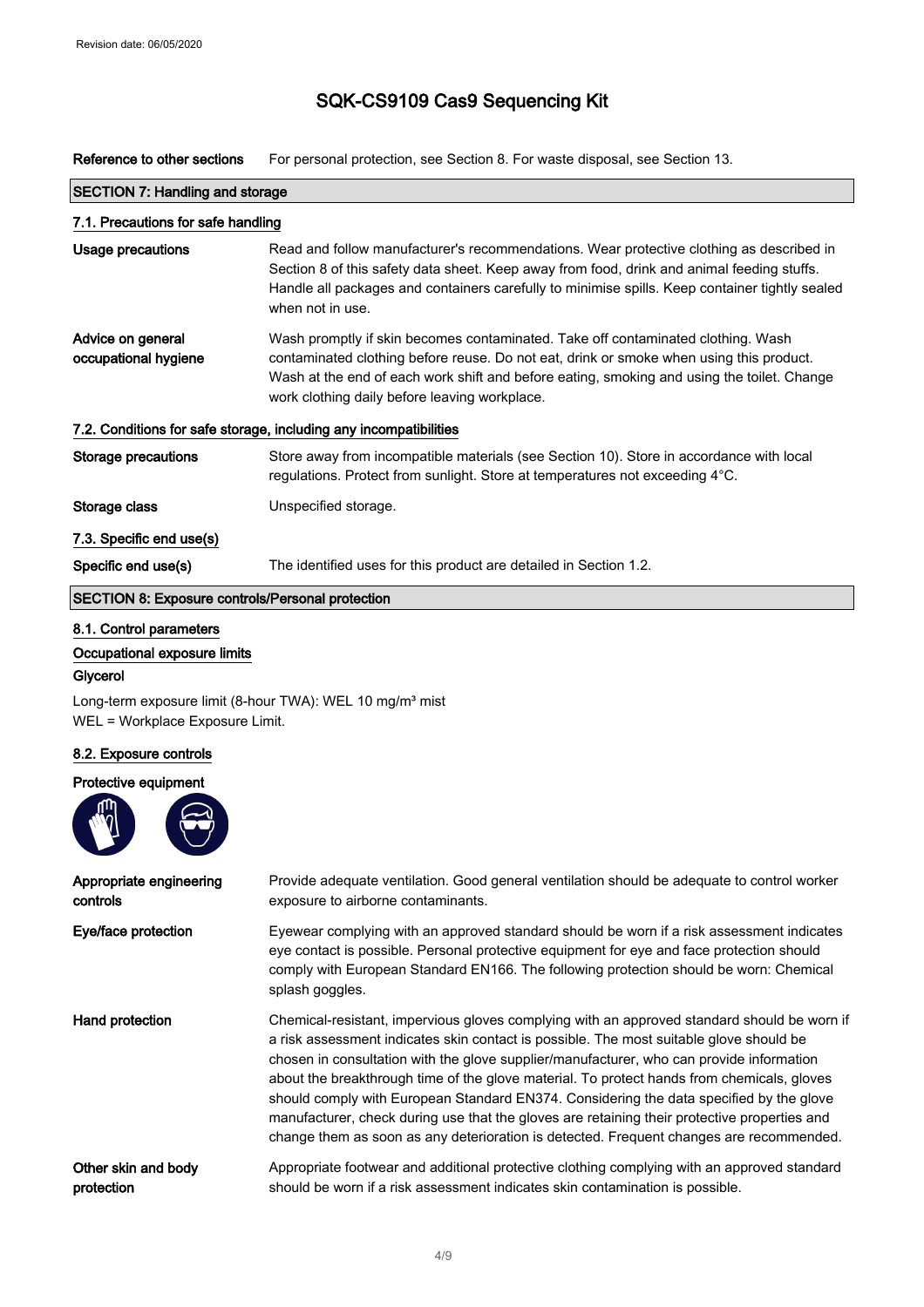| Reference to other sections | For personal protection, see Section 8. For waste disposal, see Section 13. |
| --- | --- |

## SECTION 7: Handling and storage

### 7.1. Precautions for safe handling

| | |
| --- | --- |
| **Usage precautions** | Read and follow manufacturer's recommendations. Wear protective clothing as described in Section 8 of this safety data sheet. Keep away from food, drink and animal feeding stuffs. Handle all packages and containers carefully to minimise spills. Keep container tightly sealed when not in use. |
| **Advice on general occupational hygiene** | Wash promptly if skin becomes contaminated. Take off contaminated clothing. Wash contaminated clothing before reuse. Do not eat, drink or smoke when using this product. Wash at the end of each work shift and before eating, smoking and using the toilet. Change work clothing daily before leaving workplace. |

### 7.2. Conditions for safe storage, including any incompatibilities

| | |
| --- | --- |
| **Storage precautions** | Store away from incompatible materials (see Section 10). Store in accordance with local regulations. Protect from sunlight. Store at temperatures not exceeding 4°C. |
| **Storage class** | Unspecified storage. |

### 7.3. Specific end use(s)

| | |
| --- | --- |
| **Specific end use(s)** | The identified uses for this product are detailed in Section 1.2. |

## SECTION 8: Exposure controls/Personal protection

### 8.1. Control parameters

#### Occupational exposure limits

**Glycerol**

Long-term exposure limit (8-hour TWA): WEL 10 mg/m³ mist
WEL = Workplace Exposure Limit.

### 8.2. Exposure controls

**Protective equipment**

| | |
| --- | --- |
| **Appropriate engineering controls** | Provide adequate ventilation. Good general ventilation should be adequate to control worker exposure to airborne contaminants. |
| **Eye/face protection** | Eyewear complying with an approved standard should be worn if a risk assessment indicates eye contact is possible. Personal protective equipment for eye and face protection should comply with European Standard EN166. The following protection should be worn: Chemical splash goggles. |
| **Hand protection** | Chemical-resistant, impervious gloves complying with an approved standard should be worn if a risk assessment indicates skin contact is possible. The most suitable glove should be chosen in consultation with the glove supplier/manufacturer, who can provide information about the breakthrough time of the glove material. To protect hands from chemicals, gloves should comply with European Standard EN374. Considering the data specified by the glove manufacturer, check during use that the gloves are retaining their protective properties and change them as soon as any deterioration is detected. Frequent changes are recommended. |
| **Other skin and body protection** | Appropriate footwear and additional protective clothing complying with an approved standard should be worn if a risk assessment indicates skin contamination is possible. |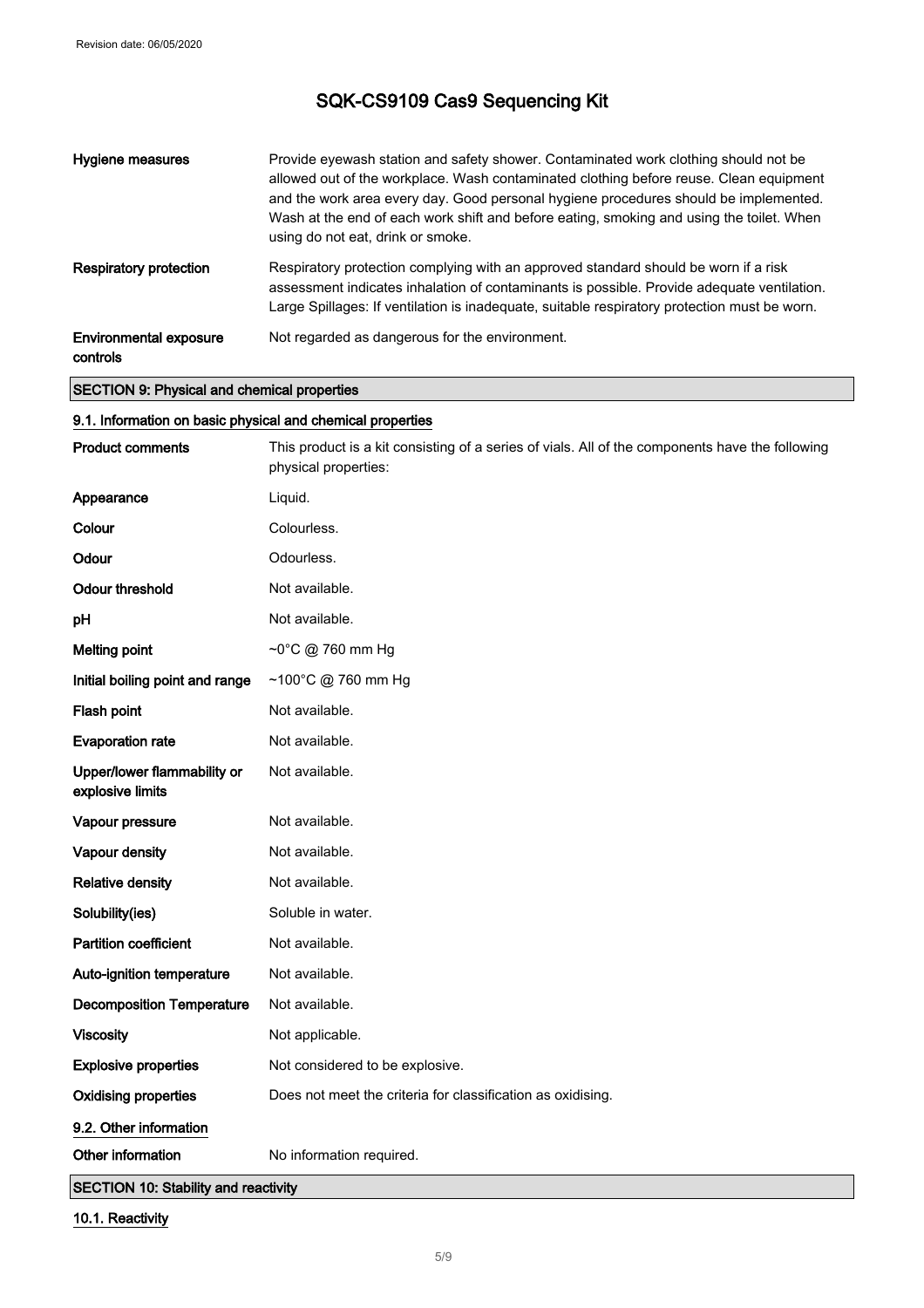| | |
|---|---|
| **Hygiene measures** | Provide eyewash station and safety shower. Contaminated work clothing should not be allowed out of the workplace. Wash contaminated clothing before reuse. Clean equipment and the work area every day. Good personal hygiene procedures should be implemented. Wash at the end of each work shift and before eating, smoking and using the toilet. When using do not eat, drink or smoke. |
| **Respiratory protection** | Respiratory protection complying with an approved standard should be worn if a risk assessment indicates inhalation of contaminants is possible. Provide adequate ventilation. Large Spillages: If ventilation is inadequate, suitable respiratory protection must be worn. |
| **Environmental exposure controls** | Not regarded as dangerous for the environment. |

## SECTION 9: Physical and chemical properties

### 9.1. Information on basic physical and chemical properties

| | |
|---|---|
| **Product comments** | This product is a kit consisting of a series of vials. All of the components have the following physical properties: |
| **Appearance** | Liquid. |
| **Colour** | Colourless. |
| **Odour** | Odourless. |
| **Odour threshold** | Not available. |
| **pH** | Not available. |
| **Melting point** | ~0°C @ 760 mm Hg |
| **Initial boiling point and range** | ~100°C @ 760 mm Hg |
| **Flash point** | Not available. |
| **Evaporation rate** | Not available. |
| **Upper/lower flammability or explosive limits** | Not available. |
| **Vapour pressure** | Not available. |
| **Vapour density** | Not available. |
| **Relative density** | Not available. |
| **Solubility(ies)** | Soluble in water. |
| **Partition coefficient** | Not available. |
| **Auto-ignition temperature** | Not available. |
| **Decomposition Temperature** | Not available. |
| **Viscosity** | Not applicable. |
| **Explosive properties** | Not considered to be explosive. |
| **Oxidising properties** | Does not meet the criteria for classification as oxidising. |

### 9.2. Other information

| | |
|---|---|
| **Other information** | No information required. |

## SECTION 10: Stability and reactivity

### 10.1. Reactivity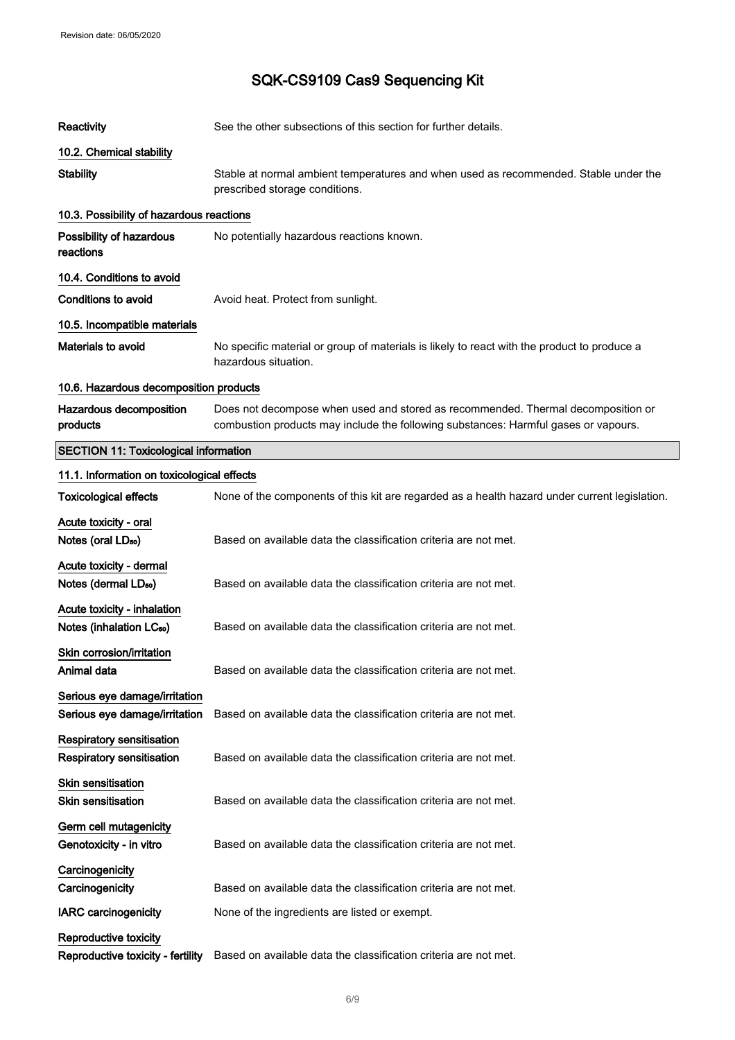| | |
|---|---|
| **Reactivity** | See the other subsections of this section for further details. |

### 10.2. Chemical stability

| | |
|---|---|
| **Stability** | Stable at normal ambient temperatures and when used as recommended. Stable under the prescribed storage conditions. |

### 10.3. Possibility of hazardous reactions

| | |
|---|---|
| **Possibility of hazardous reactions** | No potentially hazardous reactions known. |

### 10.4. Conditions to avoid

| | |
|---|---|
| **Conditions to avoid** | Avoid heat. Protect from sunlight. |

### 10.5. Incompatible materials

| | |
|---|---|
| **Materials to avoid** | No specific material or group of materials is likely to react with the product to produce a hazardous situation. |

### 10.6. Hazardous decomposition products

| | |
|---|---|
| **Hazardous decomposition products** | Does not decompose when used and stored as recommended. Thermal decomposition or combustion products may include the following substances: Harmful gases or vapours. |

## SECTION 11: Toxicological information

### 11.1. Information on toxicological effects

| | |
|---|---|
| **Toxicological effects** | None of the components of this kit are regarded as a health hazard under current legislation. |

**Acute toxicity - oral**

| | |
|---|---|
| **Notes (oral $LD_{50}$)** | Based on available data the classification criteria are not met. |

**Acute toxicity - dermal**

| | |
|---|---|
| **Notes (dermal $LD_{50}$)** | Based on available data the classification criteria are not met. |

**Acute toxicity - inhalation**

| | |
|---|---|
| **Notes (inhalation $LC_{50}$)** | Based on available data the classification criteria are not met. |

**Skin corrosion/irritation**

| | |
|---|---|
| **Animal data** | Based on available data the classification criteria are not met. |

**Serious eye damage/irritation**

| | |
|---|---|
| **Serious eye damage/irritation** | Based on available data the classification criteria are not met. |

**Respiratory sensitisation**

| | |
|---|---|
| **Respiratory sensitisation** | Based on available data the classification criteria are not met. |

**Skin sensitisation**

| | |
|---|---|
| **Skin sensitisation** | Based on available data the classification criteria are not met. |

**Germ cell mutagenicity**

| | |
|---|---|
| **Genotoxicity - in vitro** | Based on available data the classification criteria are not met. |

**Carcinogenicity**

| | |
|---|---|
| **Carcinogenicity** | Based on available data the classification criteria are not met. |
| **IARC carcinogenicity** | None of the ingredients are listed or exempt. |

**Reproductive toxicity**

| | |
|---|---|
| **Reproductive toxicity - fertility** | Based on available data the classification criteria are not met. |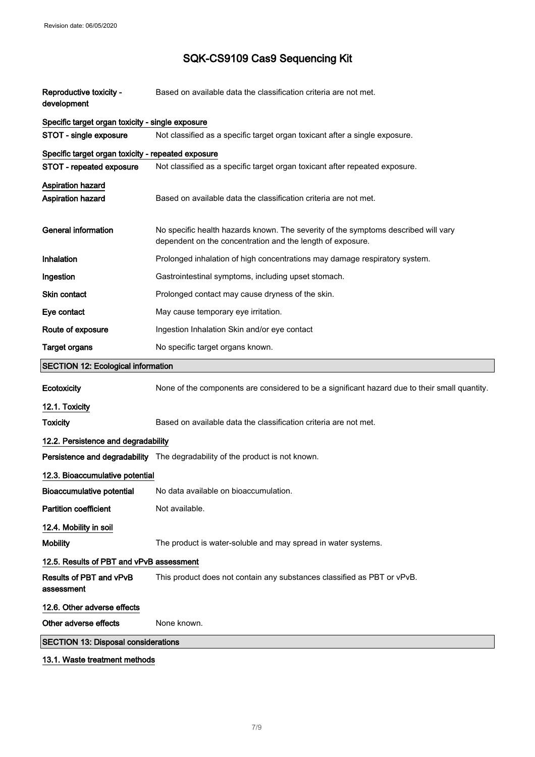| | |
|---|---|
| **Reproductive toxicity - development** | Based on available data the classification criteria are not met. |

**Specific target organ toxicity - single exposure**

| | |
|---|---|
| **STOT - single exposure** | Not classified as a specific target organ toxicant after a single exposure. |

**Specific target organ toxicity - repeated exposure**

| | |
|---|---|
| **STOT - repeated exposure** | Not classified as a specific target organ toxicant after repeated exposure. |

**Aspiration hazard**

| | |
|---|---|
| **Aspiration hazard** | Based on available data the classification criteria are not met. |
| **General information** | No specific health hazards known. The severity of the symptoms described will vary dependent on the concentration and the length of exposure. |
| **Inhalation** | Prolonged inhalation of high concentrations may damage respiratory system. |
| **Ingestion** | Gastrointestinal symptoms, including upset stomach. |
| **Skin contact** | Prolonged contact may cause dryness of the skin. |
| **Eye contact** | May cause temporary eye irritation. |
| **Route of exposure** | Ingestion Inhalation Skin and/or eye contact |
| **Target organs** | No specific target organs known. |

## SECTION 12: Ecological information

| | |
|---|---|
| **Ecotoxicity** | None of the components are considered to be a significant hazard due to their small quantity. |

**12.1. Toxicity**

| | |
|---|---|
| **Toxicity** | Based on available data the classification criteria are not met. |

**12.2. Persistence and degradability**

| | |
|---|---|
| **Persistence and degradability** | The degradability of the product is not known. |

**12.3. Bioaccumulative potential**

| | |
|---|---|
| **Bioaccumulative potential** | No data available on bioaccumulation. |
| **Partition coefficient** | Not available. |

**12.4. Mobility in soil**

| | |
|---|---|
| **Mobility** | The product is water-soluble and may spread in water systems. |

**12.5. Results of PBT and vPvB assessment**

| | |
|---|---|
| **Results of PBT and vPvB assessment** | This product does not contain any substances classified as PBT or vPvB. |

**12.6. Other adverse effects**

| | |
|---|---|
| **Other adverse effects** | None known. |

## SECTION 13: Disposal considerations

**13.1. Waste treatment methods**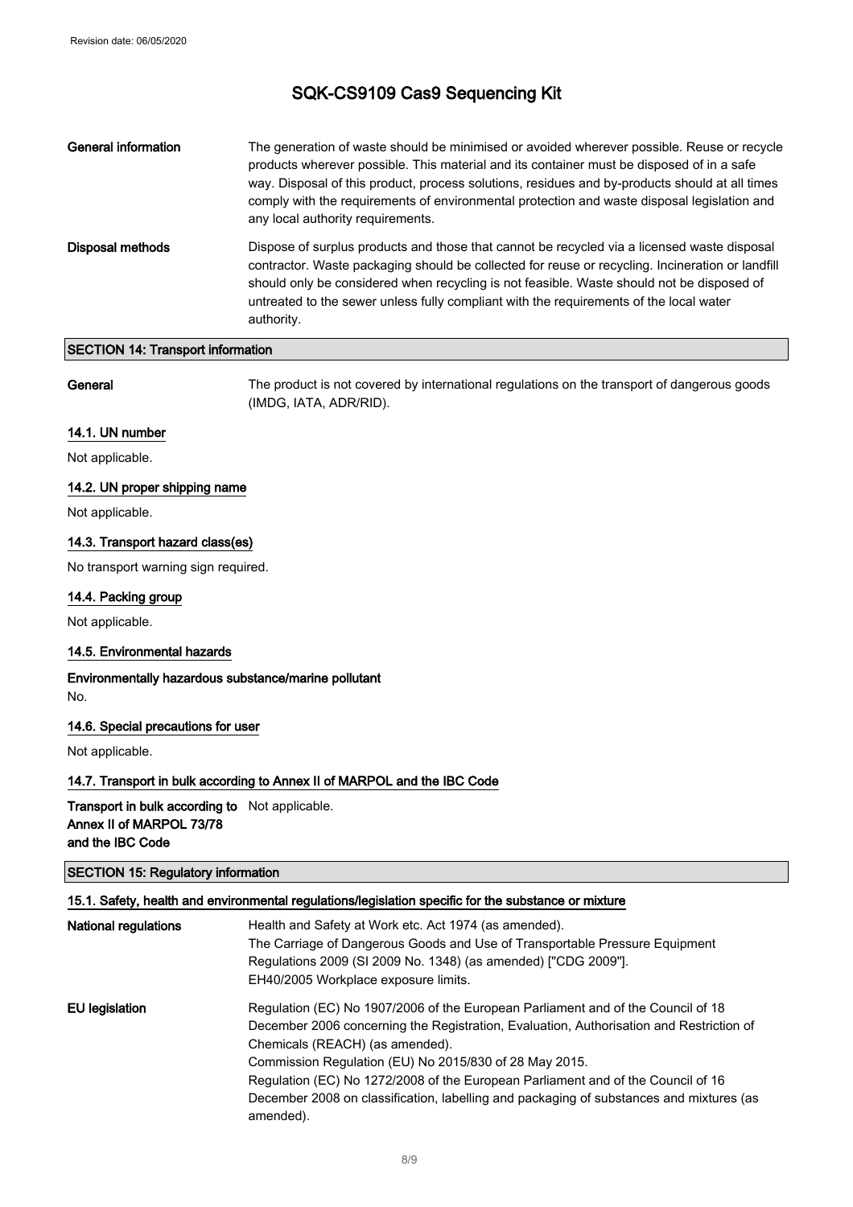| | |
|---|---|
| **General information** | The generation of waste should be minimised or avoided wherever possible. Reuse or recycle products wherever possible. This material and its container must be disposed of in a safe way. Disposal of this product, process solutions, residues and by-products should at all times comply with the requirements of environmental protection and waste disposal legislation and any local authority requirements. |
| **Disposal methods** | Dispose of surplus products and those that cannot be recycled via a licensed waste disposal contractor. Waste packaging should be collected for reuse or recycling. Incineration or landfill should only be considered when recycling is not feasible. Waste should not be disposed of untreated to the sewer unless fully compliant with the requirements of the local water authority. |

## SECTION 14: Transport information

| | |
|---|---|
| **General** | The product is not covered by international regulations on the transport of dangerous goods (IMDG, IATA, ADR/RID). |

### 14.1. UN number

Not applicable.

### 14.2. UN proper shipping name

Not applicable.

### 14.3. Transport hazard class(es)

No transport warning sign required.

### 14.4. Packing group

Not applicable.

### 14.5. Environmental hazards

**Environmentally hazardous substance/marine pollutant**

No.

### 14.6. Special precautions for user

Not applicable.

### 14.7. Transport in bulk according to Annex II of MARPOL and the IBC Code

| | |
|---|---|
| **Transport in bulk according to Annex II of MARPOL 73/78 and the IBC Code** | Not applicable. |

## SECTION 15: Regulatory information

### 15.1. Safety, health and environmental regulations/legislation specific for the substance or mixture

| | |
|---|---|
| **National regulations** | Health and Safety at Work etc. Act 1974 (as amended).<br>The Carriage of Dangerous Goods and Use of Transportable Pressure Equipment Regulations 2009 (SI 2009 No. 1348) (as amended) ["CDG 2009"].<br>EH40/2005 Workplace exposure limits. |
| **EU legislation** | Regulation (EC) No 1907/2006 of the European Parliament and of the Council of 18 December 2006 concerning the Registration, Evaluation, Authorisation and Restriction of Chemicals (REACH) (as amended).<br>Commission Regulation (EU) No 2015/830 of 28 May 2015.<br>Regulation (EC) No 1272/2008 of the European Parliament and of the Council of 16 December 2008 on classification, labelling and packaging of substances and mixtures (as amended). |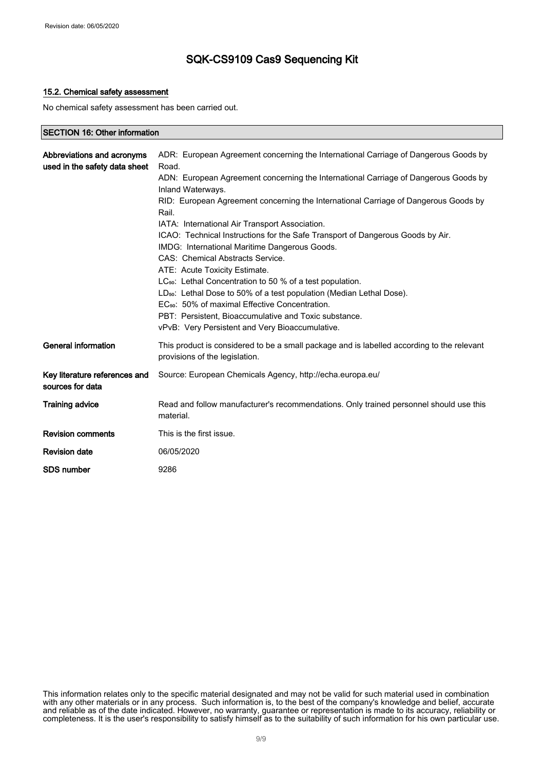### 15.2. Chemical safety assessment

No chemical safety assessment has been carried out.

## SECTION 16: Other information

| | |
|---|---|
| **Abbreviations and acronyms used in the safety data sheet** | ADR: European Agreement concerning the International Carriage of Dangerous Goods by Road.<br>ADN: European Agreement concerning the International Carriage of Dangerous Goods by Inland Waterways.<br>RID: European Agreement concerning the International Carriage of Dangerous Goods by Rail.<br>IATA: International Air Transport Association.<br>ICAO: Technical Instructions for the Safe Transport of Dangerous Goods by Air.<br>IMDG: International Maritime Dangerous Goods.<br>CAS: Chemical Abstracts Service.<br>ATE: Acute Toxicity Estimate.<br>$LC_{50}$: Lethal Concentration to 50 % of a test population.<br>$LD_{50}$: Lethal Dose to 50% of a test population (Median Lethal Dose).<br>$EC_{50}$: 50% of maximal Effective Concentration.<br>PBT: Persistent, Bioaccumulative and Toxic substance.<br>vPvB: Very Persistent and Very Bioaccumulative. |
| **General information** | This product is considered to be a small package and is labelled according to the relevant provisions of the legislation. |
| **Key literature references and sources for data** | Source: European Chemicals Agency, http://echa.europa.eu/ |
| **Training advice** | Read and follow manufacturer's recommendations. Only trained personnel should use this material. |
| **Revision comments** | This is the first issue. |
| **Revision date** | 06/05/2020 |
| **SDS number** | 9286 |

This information relates only to the specific material designated and may not be valid for such material used in combination with any other materials or in any process. Such information is, to the best of the company's knowledge and belief, accurate and reliable as of the date indicated. However, no warranty, guarantee or representation is made to its accuracy, reliability or completeness. It is the user's responsibility to satisfy himself as to the suitability of such information for his own particular use.